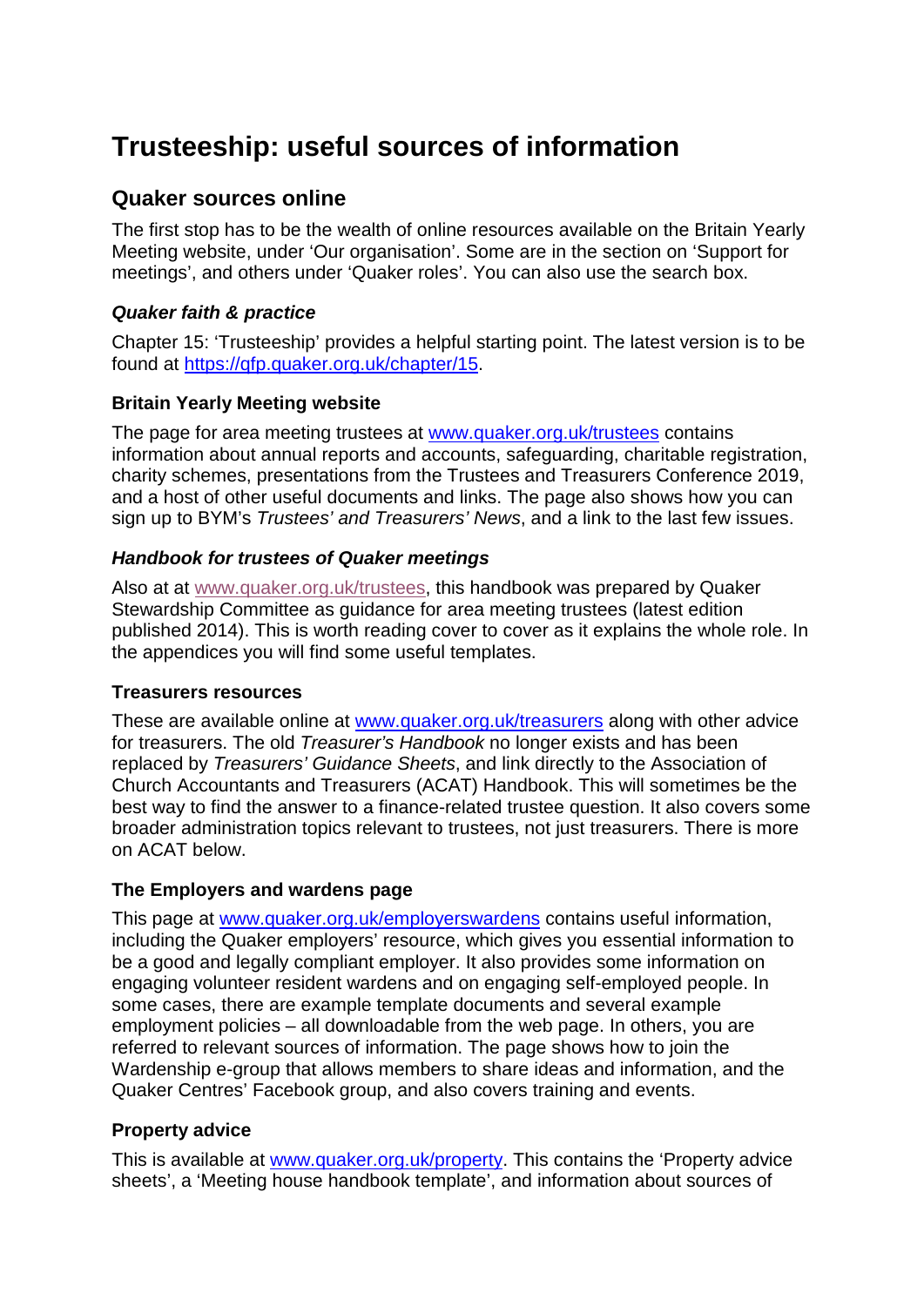# Trusteeship: useful sources of information

## Quaker sources online

The first stop has to be the wealth of online resources available on the Britain Yearly Meeting website, under 'Our organisation'. Some are in the section on 'Support for meetings', and others under 'Quaker roles'. You can also use the search box.

### *Quaker faith & practice*

Chapter 15: 'Trusteeship' provides a helpful starting point. The latest version is to be found at https://qfp.quaker.org.uk/chapter/15.

### Britain Yearly Meeting website

The page for area meeting trustees at www.quaker.org.uk/trustees contains information about annual reports and accounts, safeguarding, charitable registration, charity schemes, presentations from the Trustees and Treasurers Conference 2019, and a host of other useful documents and links. The page also shows how you can sign up to BYM's *Trustees' and Treasurers' News*, and a link to the last few issues.

### *Handbook for trustees of Quaker meetings*

Also at at www.quaker.org.uk/trustees, this handbook was prepared by Quaker Stewardship Committee as guidance for area meeting trustees (latest edition published 2014). This is worth reading cover to cover as it explains the whole role. In the appendices you will find some useful templates.

### Treasurers resources

These are available online at www.quaker.org.uk/treasurers along with other advice for treasurers. The old *Treasurer's Handbook* no longer exists and has been replaced by *Treasurers' Guidance Sheets*, and link directly to the Association of Church Accountants and Treasurers (ACAT) Handbook. This will sometimes be the best way to find the answer to a finance-related trustee question. It also covers some broader administration topics relevant to trustees, not just treasurers. There is more on ACAT below.

### The Employers and wardens page

This page at www.quaker.org.uk/employerswardens contains useful information, including the Quaker employers' resource, which gives you essential information to be a good and legally compliant employer. It also provides some information on engaging volunteer resident wardens and on engaging self-employed people. In some cases, there are example template documents and several example employment policies – all downloadable from the web page. In others, you are referred to relevant sources of information. The page shows how to join the Wardenship e-group that allows members to share ideas and information, and the Quaker Centres' Facebook group, and also covers training and events.

### Property advice

This is available at www.quaker.org.uk/property. This contains the 'Property advice sheets', a 'Meeting house handbook template', and information about sources of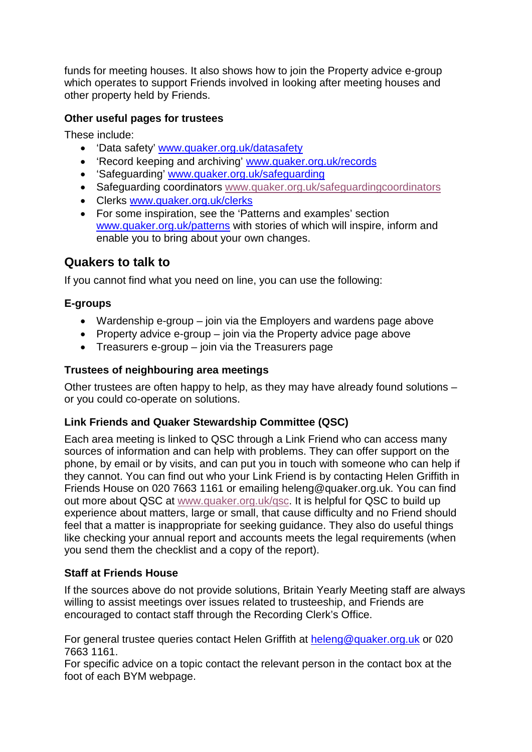funds for meeting houses. It also shows how to join the Property advice e-group which operates to support Friends involved in looking after meeting houses and other property held by Friends.

### Other useful pages for trustees

These include:

- 'Data safety' www.quaker.org.uk/datasafety
- 'Record keeping and archiving' www.quaker.org.uk/records
- 'Safeguarding' www.quaker.org.uk/safeguarding
- Safeguarding coordinators www.quaker.org.uk/safeguardingcoordinators
- Clerks www.quaker.org.uk/clerks
- For some inspiration, see the 'Patterns and examples' section www.quaker.org.uk/patterns with stories of which will inspire, inform and enable you to bring about your own changes.

## Quakers to talk to

If you cannot find what you need on line, you can use the following:

### E-groups

- Wardenship e-group – join via the Employers and wardens page above
- Property advice e-group – join via the Property advice page above
- Treasurers e-group – join via the Treasurers page

### Trustees of neighbouring area meetings

Other trustees are often happy to help, as they may have already found solutions – or you could co-operate on solutions.

### Link Friends and Quaker Stewardship Committee (QSC)

Each area meeting is linked to QSC through a Link Friend who can access many sources of information and can help with problems. They can offer support on the phone, by email or by visits, and can put you in touch with someone who can help if they cannot. You can find out who your Link Friend is by contacting Helen Griffith in Friends House on 020 7663 1161 or emailing heleng@quaker.org.uk. You can find out more about QSC at www.quaker.org.uk/qsc. It is helpful for QSC to build up experience about matters, large or small, that cause difficulty and no Friend should feel that a matter is inappropriate for seeking guidance. They also do useful things like checking your annual report and accounts meets the legal requirements (when you send them the checklist and a copy of the report).

### Staff at Friends House

If the sources above do not provide solutions, Britain Yearly Meeting staff are always willing to assist meetings over issues related to trusteeship, and Friends are encouraged to contact staff through the Recording Clerk's Office.

For general trustee queries contact Helen Griffith at heleng@quaker.org.uk or 020 7663 1161.
For specific advice on a topic contact the relevant person in the contact box at the foot of each BYM webpage.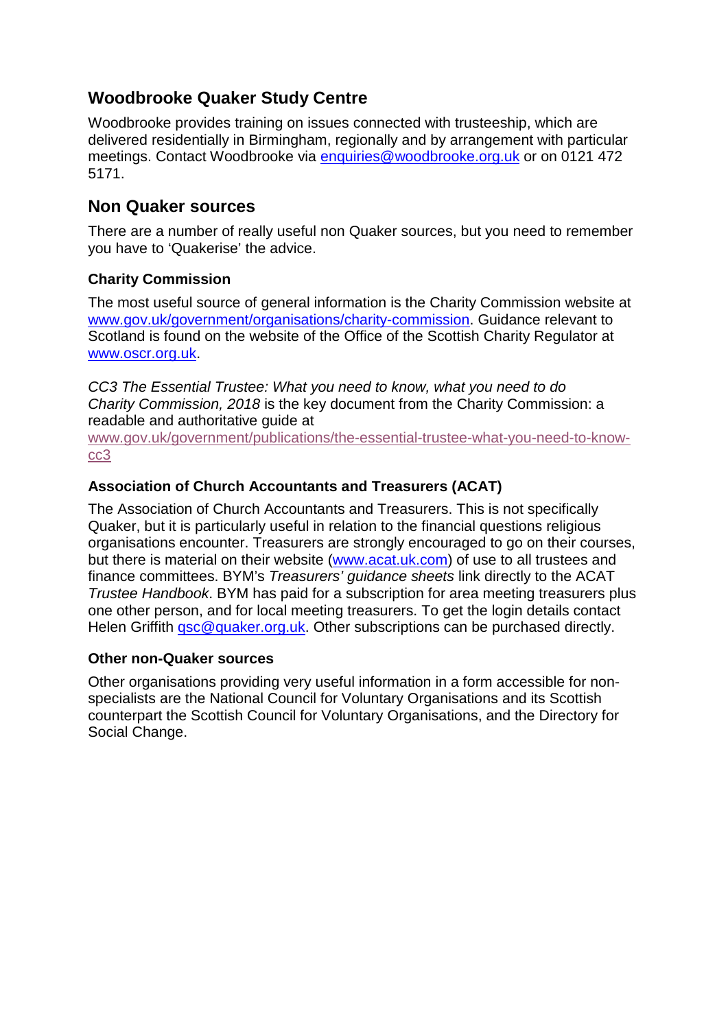## Woodbrooke Quaker Study Centre

Woodbrooke provides training on issues connected with trusteeship, which are delivered residentially in Birmingham, regionally and by arrangement with particular meetings. Contact Woodbrooke via enquiries@woodbrooke.org.uk or on 0121 472 5171.

## Non Quaker sources

There are a number of really useful non Quaker sources, but you need to remember you have to 'Quakerise' the advice.

### Charity Commission

The most useful source of general information is the Charity Commission website at www.gov.uk/government/organisations/charity-commission. Guidance relevant to Scotland is found on the website of the Office of the Scottish Charity Regulator at www.oscr.org.uk.

*CC3 The Essential Trustee: What you need to know, what you need to do Charity Commission, 2018* is the key document from the Charity Commission: a readable and authoritative guide at www.gov.uk/government/publications/the-essential-trustee-what-you-need-to-know-cc3

### Association of Church Accountants and Treasurers (ACAT)

The Association of Church Accountants and Treasurers. This is not specifically Quaker, but it is particularly useful in relation to the financial questions religious organisations encounter. Treasurers are strongly encouraged to go on their courses, but there is material on their website (www.acat.uk.com) of use to all trustees and finance committees. BYM's *Treasurers' guidance sheets* link directly to the ACAT *Trustee Handbook*. BYM has paid for a subscription for area meeting treasurers plus one other person, and for local meeting treasurers. To get the login details contact Helen Griffith qsc@quaker.org.uk. Other subscriptions can be purchased directly.

### Other non-Quaker sources

Other organisations providing very useful information in a form accessible for non-specialists are the National Council for Voluntary Organisations and its Scottish counterpart the Scottish Council for Voluntary Organisations, and the Directory for Social Change.